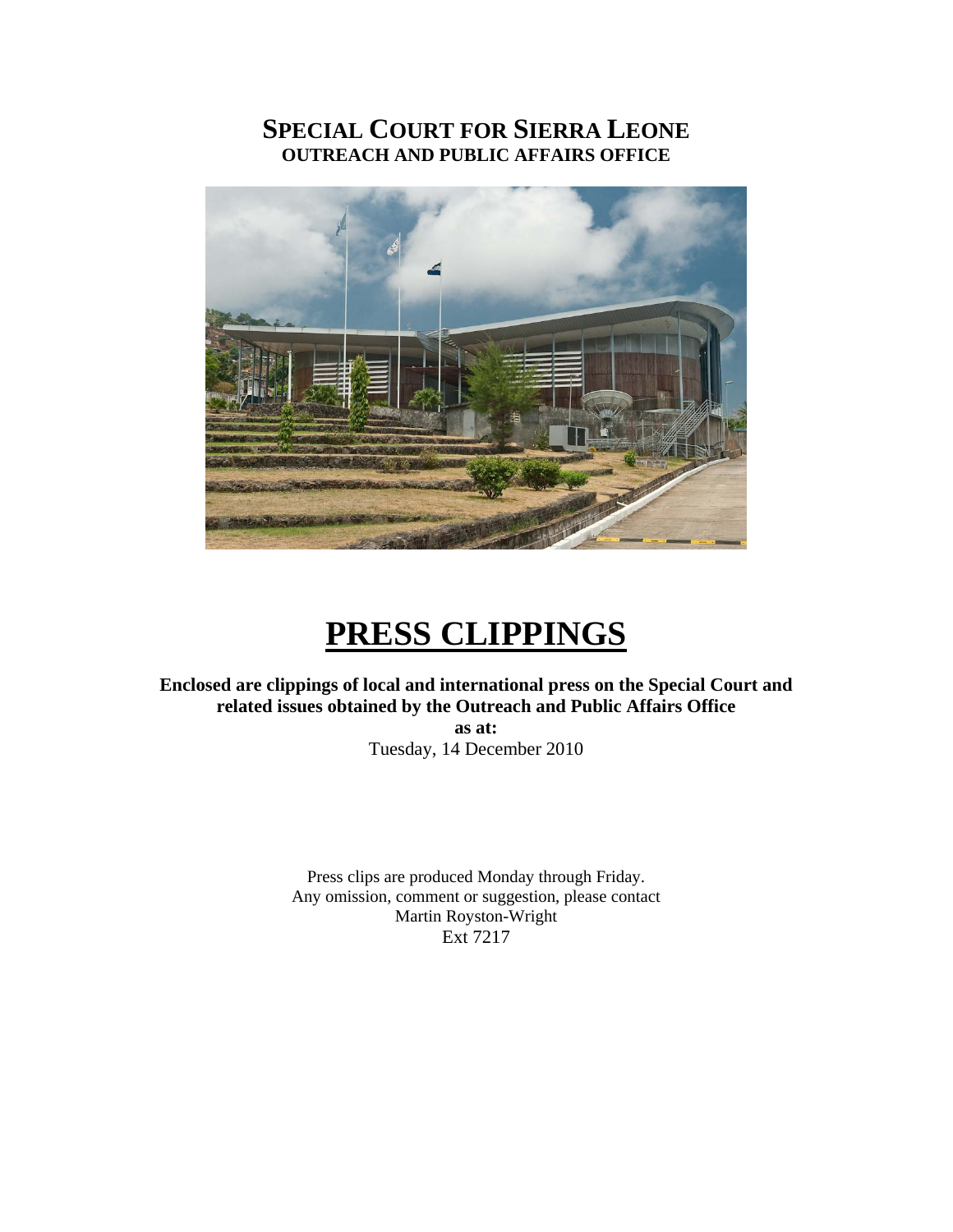# SPECIAL COURT FOR SIERRA LEONE

**OUTREACH AND PUBLIC AFFAIRS OFFICE**

# PRESS CLIPPINGS

**Enclosed are clippings of local and international press on the Special Court and related issues obtained by the Outreach and Public Affairs Office**

**as at:**

Tuesday, 14 December 2010

Press clips are produced Monday through Friday.
Any omission, comment or suggestion, please contact
Martin Royston-Wright
Ext 7217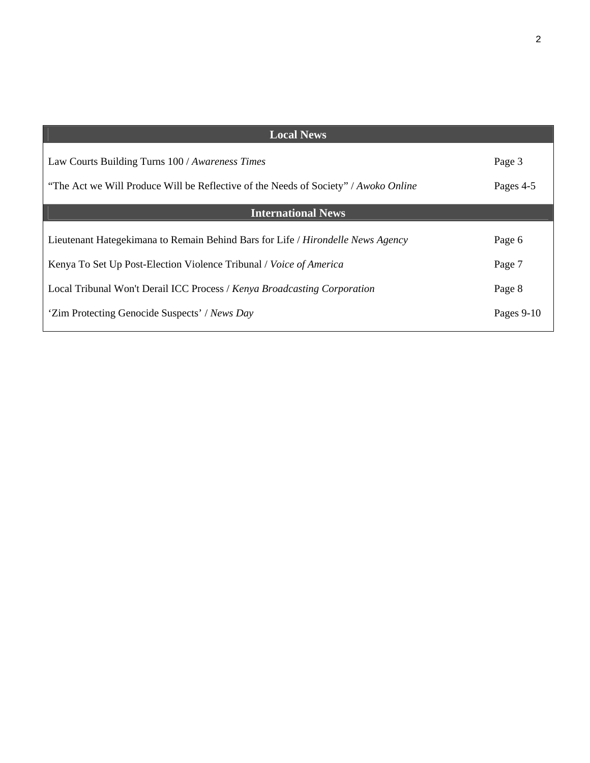| Local News | |
|---|---|
| Law Courts Building Turns 100 / *Awareness Times* | Page 3 |
| "The Act we Will Produce Will be Reflective of the Needs of Society" / *Awoko Online* | Pages 4-5 |
| **International News** | |
| Lieutenant Hategekimana to Remain Behind Bars for Life / *Hirondelle News Agency* | Page 6 |
| Kenya To Set Up Post-Election Violence Tribunal / *Voice of America* | Page 7 |
| Local Tribunal Won't Derail ICC Process / *Kenya Broadcasting Corporation* | Page 8 |
| 'Zim Protecting Genocide Suspects' / *News Day* | Pages 9-10 |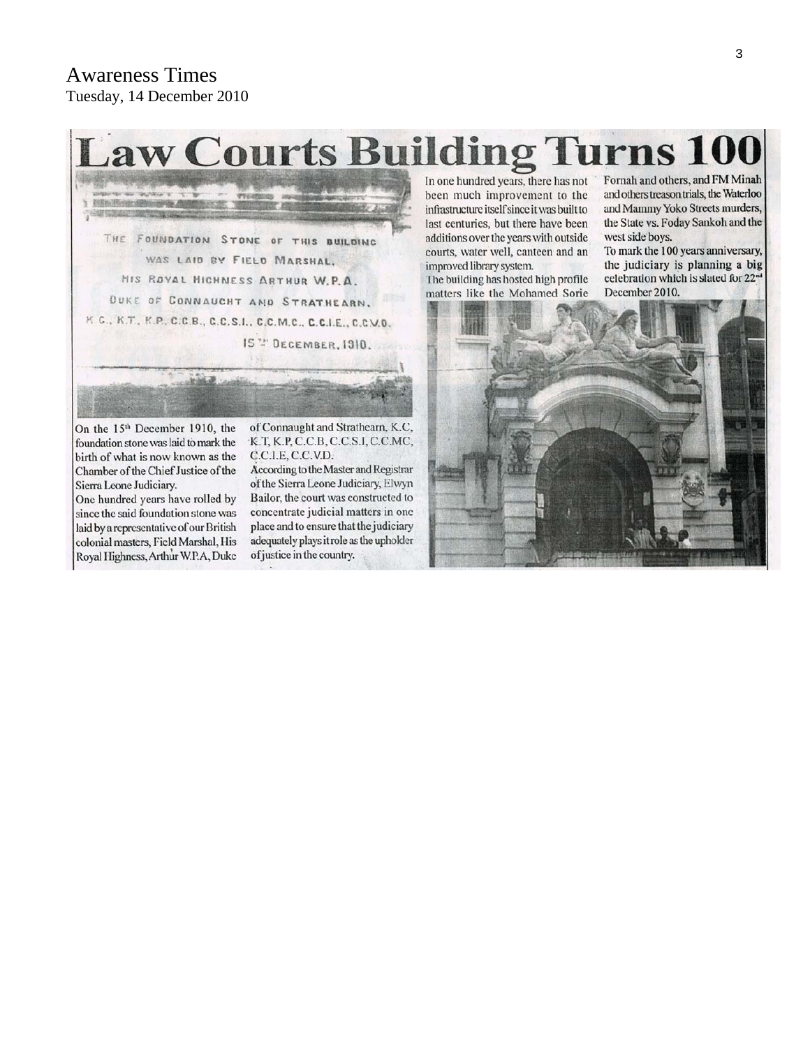Awareness Times
Tuesday, 14 December 2010

# Law Courts Building Turns 100

THE FOUNDATION STONE OF THIS BUILDING WAS LAID BY FIELD MARSHAL, HIS ROYAL HIGHNESS ARTHUR W.P.A. DUKE OF CONNAUGHT AND STRATHEARN, K.G., K.T., K.P., G.C.B., G.C.S.I., G.C.M.G., G.C.I.E., G.C.V.O. 15TH DECEMBER, 1910.

On the 15th December 1910, the foundation stone was laid to mark the birth of what is now known as the Chamber of the Chief Justice of the Sierra Leone Judiciary.

One hundred years have rolled by since the said foundation stone was laid by a representative of our British colonial masters, Field Marshal, His Royal Highness, Arthur W.P.A, Duke of Connaught and Strathearn, K.C, K.T, K.P, C.C.B, C.C.S.I, C.C.MC, C.C.I.E, C.C.V.D.

According to the Master and Registrar of the Sierra Leone Judiciary, Elwyn Bailor, the court was constructed to concentrate judicial matters in one place and to ensure that the judiciary adequately plays it role as the upholder of justice in the country.

In one hundred years, there has not been much improvement to the infrastructure itself since it was built to last centuries, but there have been additions over the years with outside courts, water well, canteen and an improved library system.

The building has hosted high profile matters like the Mohamed Sorie Fornah and others, and FM Minah and others treason trials, the Waterloo and Mammy Yoko Streets murders, the State vs. Foday Sankoh and the west side boys.

To mark the 100 years anniversary, the judiciary is planning a big celebration which is slated for 22nd December 2010.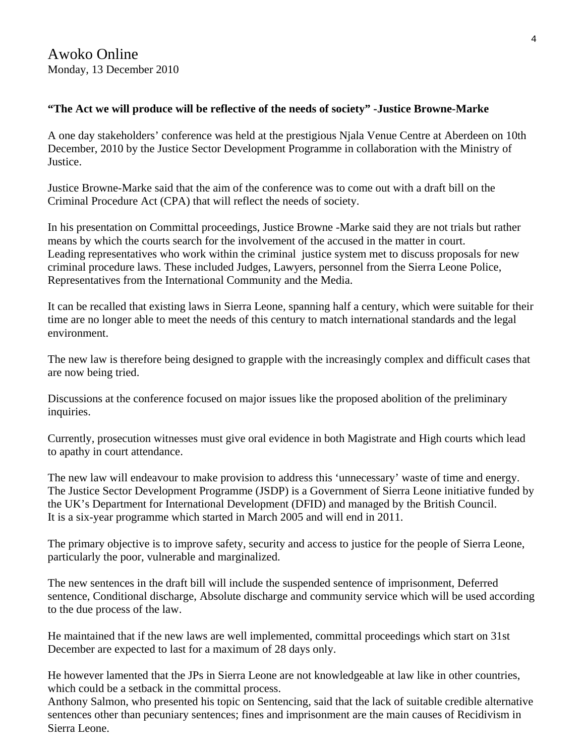# Awoko Online

Monday, 13 December 2010

**"The Act we will produce will be reflective of the needs of society" -Justice Browne-Marke**

A one day stakeholders' conference was held at the prestigious Njala Venue Centre at Aberdeen on 10th December, 2010 by the Justice Sector Development Programme in collaboration with the Ministry of Justice.

Justice Browne-Marke said that the aim of the conference was to come out with a draft bill on the Criminal Procedure Act (CPA) that will reflect the needs of society.

In his presentation on Committal proceedings, Justice Browne -Marke said they are not trials but rather means by which the courts search for the involvement of the accused in the matter in court.
Leading representatives who work within the criminal justice system met to discuss proposals for new criminal procedure laws. These included Judges, Lawyers, personnel from the Sierra Leone Police, Representatives from the International Community and the Media.

It can be recalled that existing laws in Sierra Leone, spanning half a century, which were suitable for their time are no longer able to meet the needs of this century to match international standards and the legal environment.

The new law is therefore being designed to grapple with the increasingly complex and difficult cases that are now being tried.

Discussions at the conference focused on major issues like the proposed abolition of the preliminary inquiries.

Currently, prosecution witnesses must give oral evidence in both Magistrate and High courts which lead to apathy in court attendance.

The new law will endeavour to make provision to address this 'unnecessary' waste of time and energy.
The Justice Sector Development Programme (JSDP) is a Government of Sierra Leone initiative funded by the UK's Department for International Development (DFID) and managed by the British Council.
It is a six-year programme which started in March 2005 and will end in 2011.

The primary objective is to improve safety, security and access to justice for the people of Sierra Leone, particularly the poor, vulnerable and marginalized.

The new sentences in the draft bill will include the suspended sentence of imprisonment, Deferred sentence, Conditional discharge, Absolute discharge and community service which will be used according to the due process of the law.

He maintained that if the new laws are well implemented, committal proceedings which start on 31st December are expected to last for a maximum of 28 days only.

He however lamented that the JPs in Sierra Leone are not knowledgeable at law like in other countries, which could be a setback in the committal process.
Anthony Salmon, who presented his topic on Sentencing, said that the lack of suitable credible alternative sentences other than pecuniary sentences; fines and imprisonment are the main causes of Recidivism in Sierra Leone.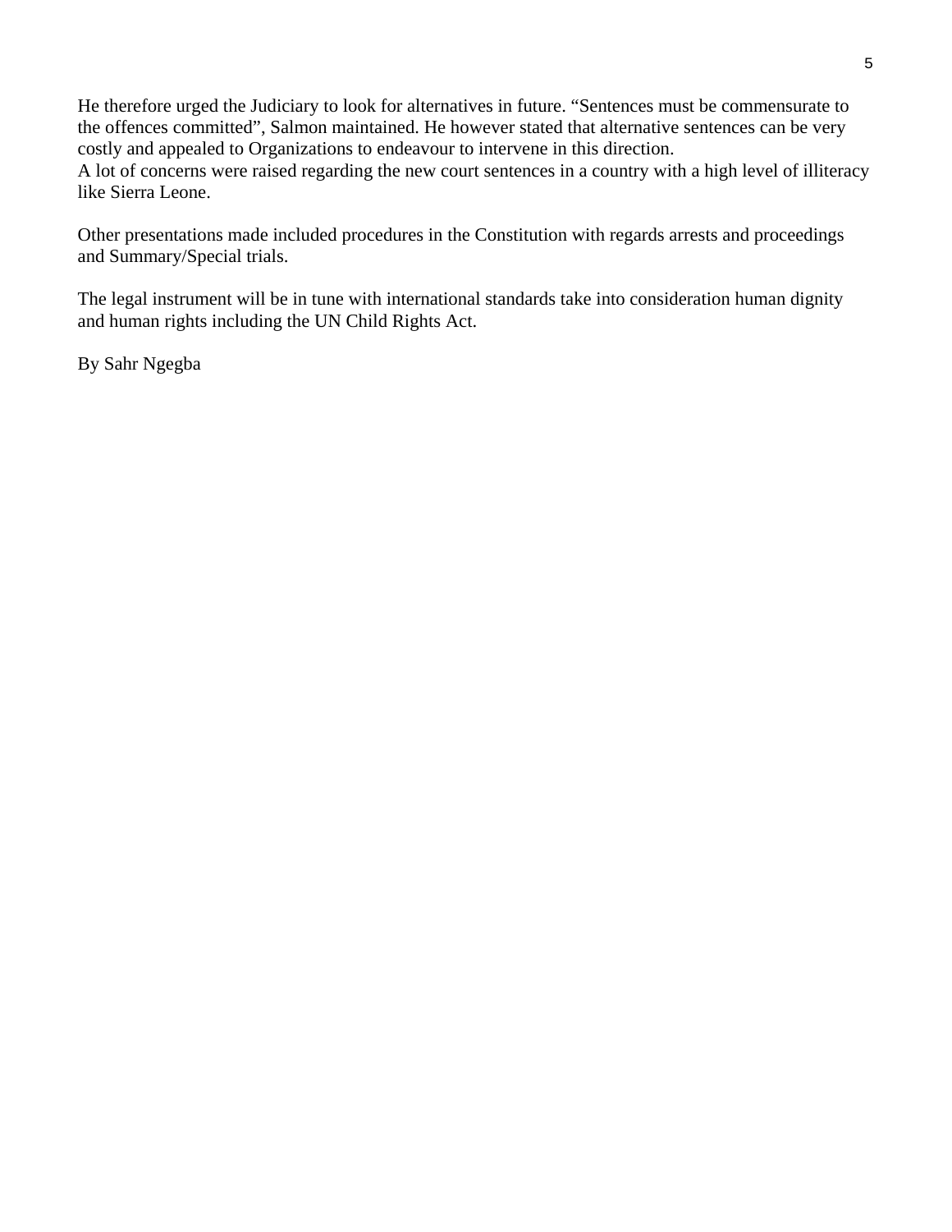He therefore urged the Judiciary to look for alternatives in future. “Sentences must be commensurate to the offences committed”, Salmon maintained. He however stated that alternative sentences can be very costly and appealed to Organizations to endeavour to intervene in this direction.
A lot of concerns were raised regarding the new court sentences in a country with a high level of illiteracy like Sierra Leone.

Other presentations made included procedures in the Constitution with regards arrests and proceedings and Summary/Special trials.

The legal instrument will be in tune with international standards take into consideration human dignity and human rights including the UN Child Rights Act.

By Sahr Ngegba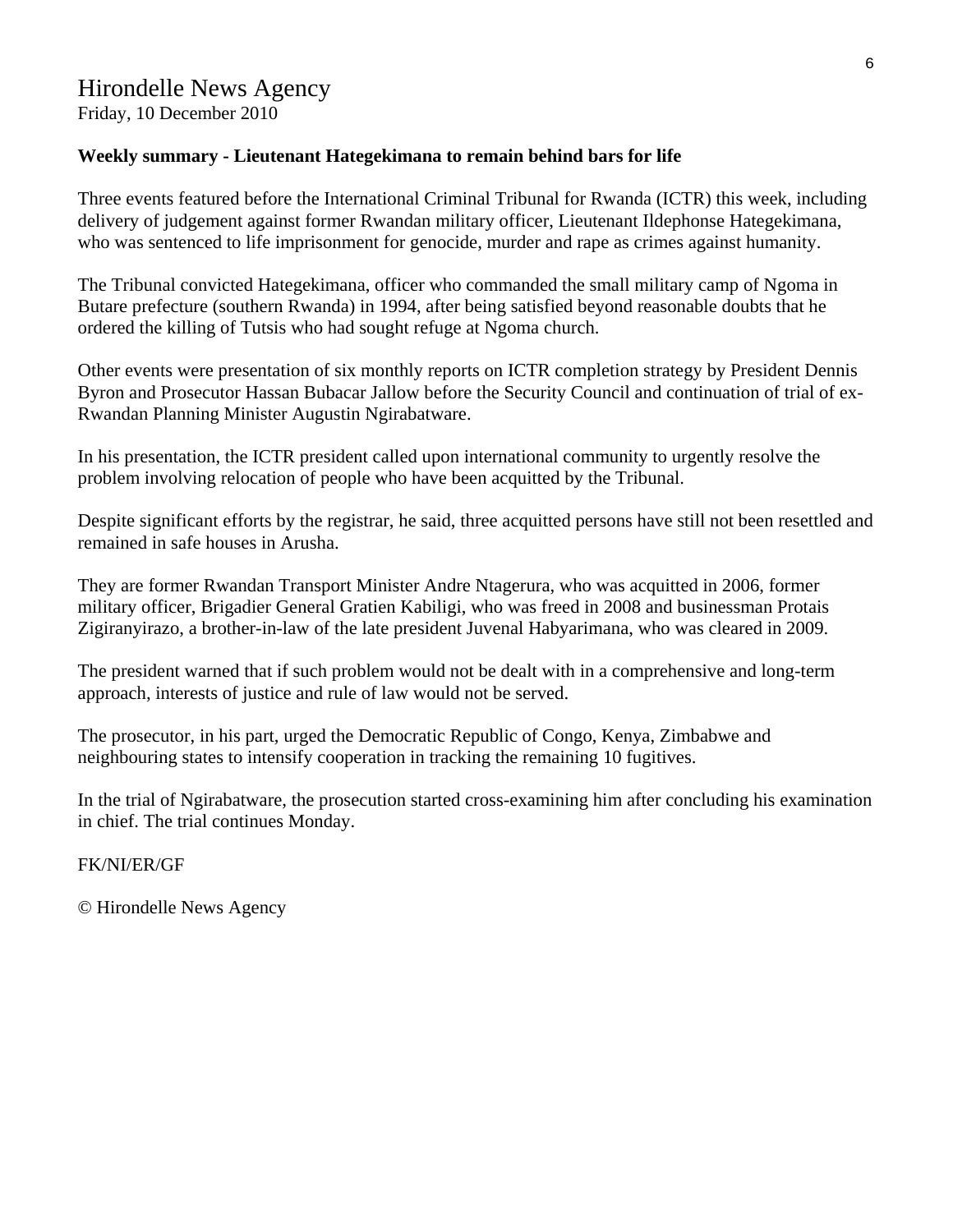# Hirondelle News Agency

Friday, 10 December 2010

**Weekly summary - Lieutenant Hategekimana to remain behind bars for life**

Three events featured before the International Criminal Tribunal for Rwanda (ICTR) this week, including delivery of judgement against former Rwandan military officer, Lieutenant Ildephonse Hategekimana, who was sentenced to life imprisonment for genocide, murder and rape as crimes against humanity.

The Tribunal convicted Hategekimana, officer who commanded the small military camp of Ngoma in Butare prefecture (southern Rwanda) in 1994, after being satisfied beyond reasonable doubts that he ordered the killing of Tutsis who had sought refuge at Ngoma church.

Other events were presentation of six monthly reports on ICTR completion strategy by President Dennis Byron and Prosecutor Hassan Bubacar Jallow before the Security Council and continuation of trial of ex-Rwandan Planning Minister Augustin Ngirabatware.

In his presentation, the ICTR president called upon international community to urgently resolve the problem involving relocation of people who have been acquitted by the Tribunal.

Despite significant efforts by the registrar, he said, three acquitted persons have still not been resettled and remained in safe houses in Arusha.

They are former Rwandan Transport Minister Andre Ntagerura, who was acquitted in 2006, former military officer, Brigadier General Gratien Kabiligi, who was freed in 2008 and businessman Protais Zigiranyirazo, a brother-in-law of the late president Juvenal Habyarimana, who was cleared in 2009.

The president warned that if such problem would not be dealt with in a comprehensive and long-term approach, interests of justice and rule of law would not be served.

The prosecutor, in his part, urged the Democratic Republic of Congo, Kenya, Zimbabwe and neighbouring states to intensify cooperation in tracking the remaining 10 fugitives.

In the trial of Ngirabatware, the prosecution started cross-examining him after concluding his examination in chief. The trial continues Monday.

FK/NI/ER/GF

© Hirondelle News Agency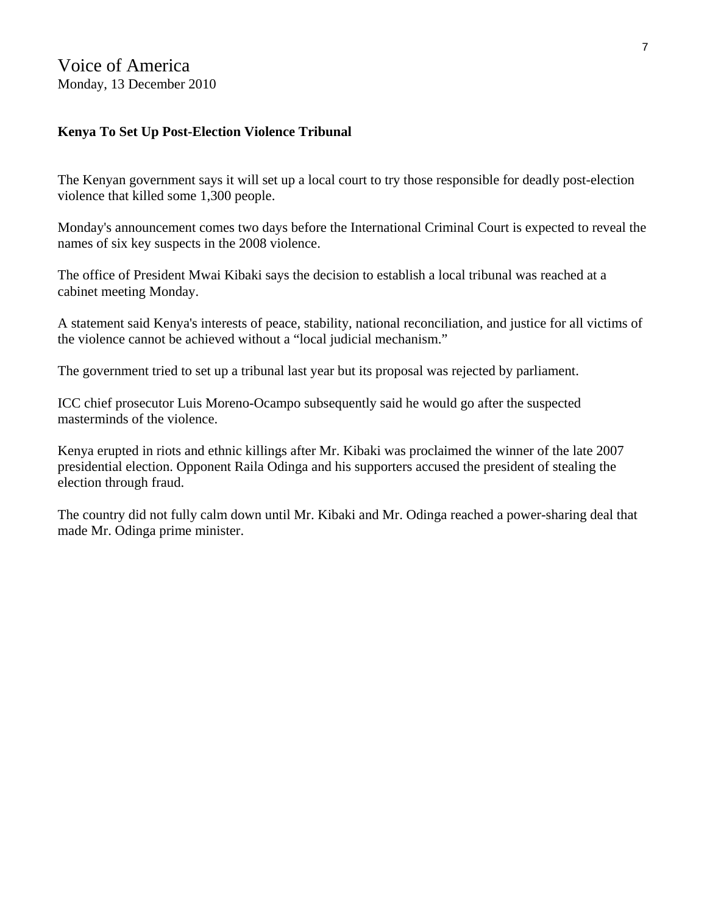Voice of America
Monday, 13 December 2010

**Kenya To Set Up Post-Election Violence Tribunal**

The Kenyan government says it will set up a local court to try those responsible for deadly post-election violence that killed some 1,300 people.

Monday's announcement comes two days before the International Criminal Court is expected to reveal the names of six key suspects in the 2008 violence.

The office of President Mwai Kibaki says the decision to establish a local tribunal was reached at a cabinet meeting Monday.

A statement said Kenya's interests of peace, stability, national reconciliation, and justice for all victims of the violence cannot be achieved without a "local judicial mechanism."

The government tried to set up a tribunal last year but its proposal was rejected by parliament.

ICC chief prosecutor Luis Moreno-Ocampo subsequently said he would go after the suspected masterminds of the violence.

Kenya erupted in riots and ethnic killings after Mr. Kibaki was proclaimed the winner of the late 2007 presidential election. Opponent Raila Odinga and his supporters accused the president of stealing the election through fraud.

The country did not fully calm down until Mr. Kibaki and Mr. Odinga reached a power-sharing deal that made Mr. Odinga prime minister.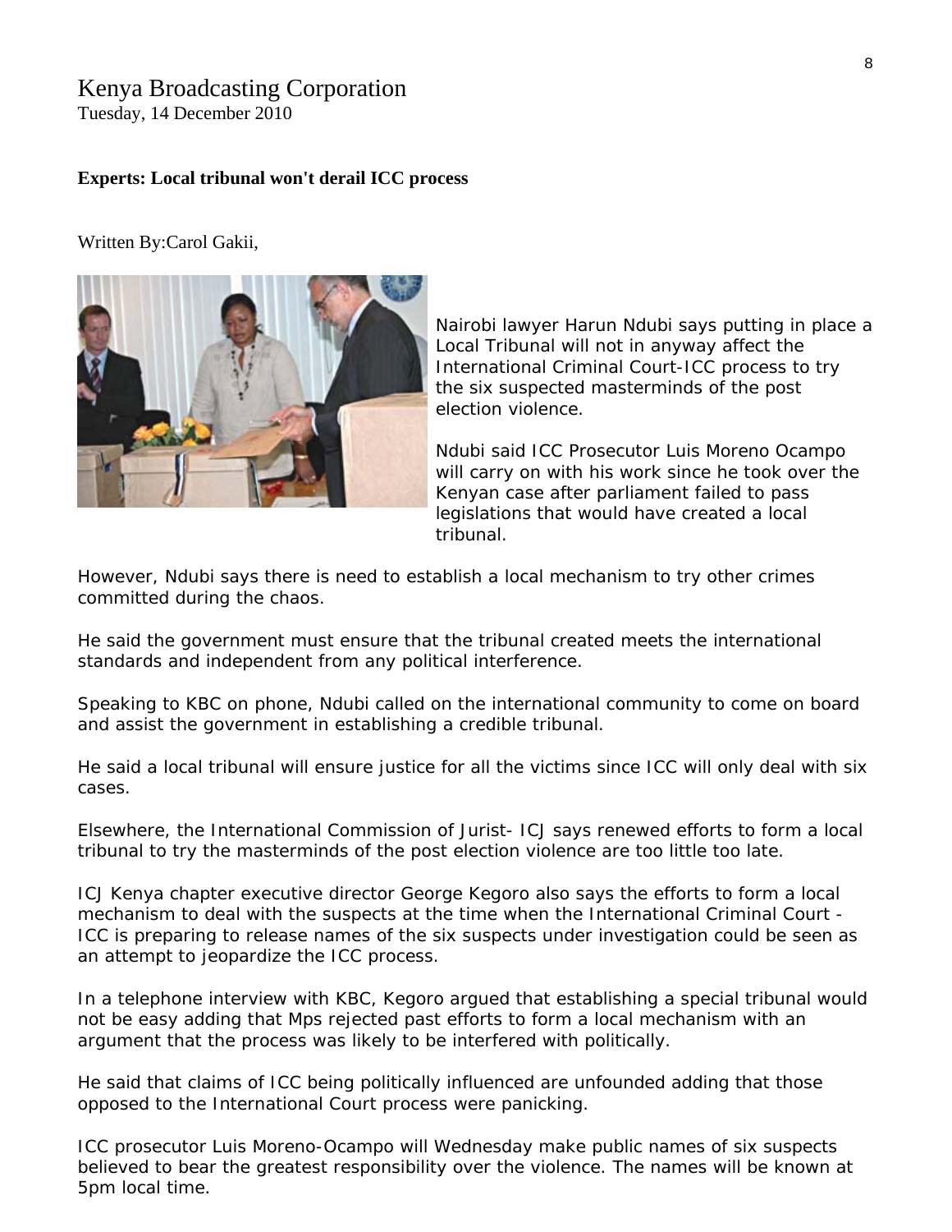Kenya Broadcasting Corporation
Tuesday, 14 December 2010

**Experts: Local tribunal won't derail ICC process**

Written By:Carol Gakii,

Nairobi lawyer Harun Ndubi says putting in place a Local Tribunal will not in anyway affect the International Criminal Court-ICC process to try the six suspected masterminds of the post election violence.

Ndubi said ICC Prosecutor Luis Moreno Ocampo will carry on with his work since he took over the Kenyan case after parliament failed to pass legislations that would have created a local tribunal.

However, Ndubi says there is need to establish a local mechanism to try other crimes committed during the chaos.

He said the government must ensure that the tribunal created meets the international standards and independent from any political interference.

Speaking to KBC on phone, Ndubi called on the international community to come on board and assist the government in establishing a credible tribunal.

He said a local tribunal will ensure justice for all the victims since ICC will only deal with six cases.

Elsewhere, the International Commission of Jurist- ICJ says renewed efforts to form a local tribunal to try the masterminds of the post election violence are too little too late.

ICJ Kenya chapter executive director George Kegoro also says the efforts to form a local mechanism to deal with the suspects at the time when the International Criminal Court - ICC is preparing to release names of the six suspects under investigation could be seen as an attempt to jeopardize the ICC process.

In a telephone interview with KBC, Kegoro argued that establishing a special tribunal would not be easy adding that Mps rejected past efforts to form a local mechanism with an argument that the process was likely to be interfered with politically.

He said that claims of ICC being politically influenced are unfounded adding that those opposed to the International Court process were panicking.

ICC prosecutor Luis Moreno-Ocampo will Wednesday make public names of six suspects believed to bear the greatest responsibility over the violence. The names will be known at 5pm local time.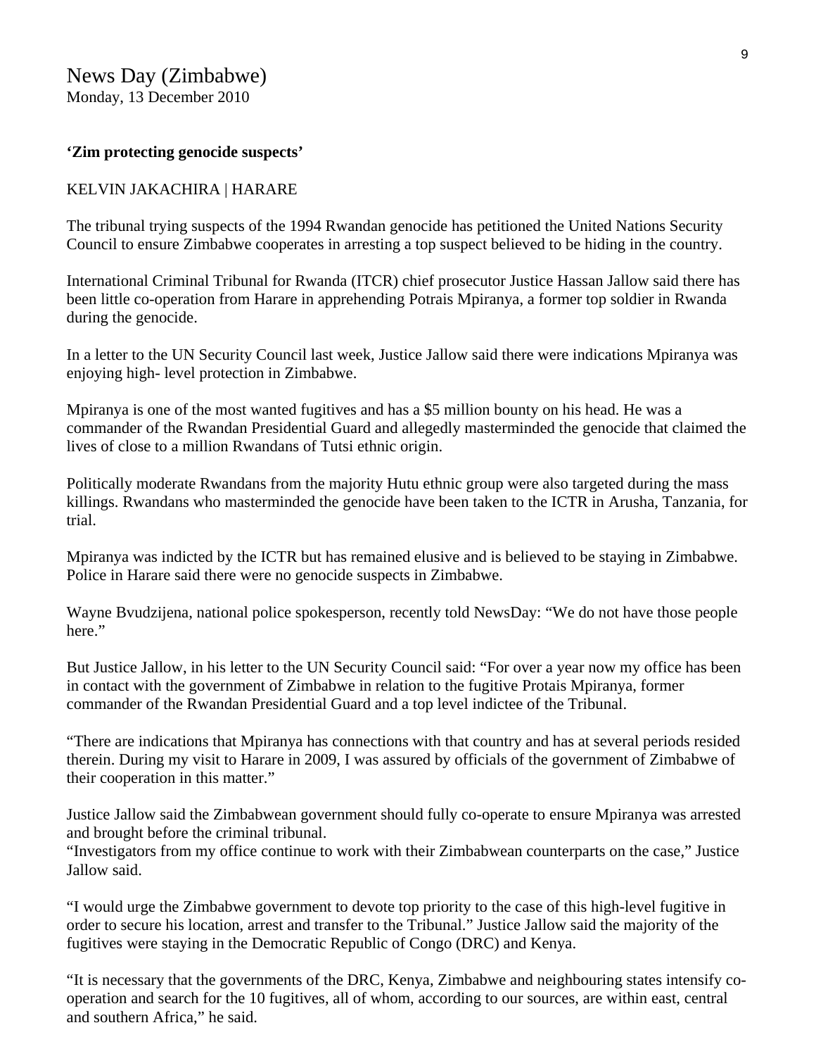News Day (Zimbabwe)
Monday, 13 December 2010

**'Zim protecting genocide suspects'**

KELVIN JAKACHIRA | HARARE

The tribunal trying suspects of the 1994 Rwandan genocide has petitioned the United Nations Security Council to ensure Zimbabwe cooperates in arresting a top suspect believed to be hiding in the country.

International Criminal Tribunal for Rwanda (ITCR) chief prosecutor Justice Hassan Jallow said there has been little co-operation from Harare in apprehending Potrais Mpiranya, a former top soldier in Rwanda during the genocide.

In a letter to the UN Security Council last week, Justice Jallow said there were indications Mpiranya was enjoying high- level protection in Zimbabwe.

Mpiranya is one of the most wanted fugitives and has a $5 million bounty on his head. He was a commander of the Rwandan Presidential Guard and allegedly masterminded the genocide that claimed the lives of close to a million Rwandans of Tutsi ethnic origin.

Politically moderate Rwandans from the majority Hutu ethnic group were also targeted during the mass killings. Rwandans who masterminded the genocide have been taken to the ICTR in Arusha, Tanzania, for trial.

Mpiranya was indicted by the ICTR but has remained elusive and is believed to be staying in Zimbabwe. Police in Harare said there were no genocide suspects in Zimbabwe.

Wayne Bvudzijena, national police spokesperson, recently told NewsDay: "We do not have those people here."

But Justice Jallow, in his letter to the UN Security Council said: "For over a year now my office has been in contact with the government of Zimbabwe in relation to the fugitive Protais Mpiranya, former commander of the Rwandan Presidential Guard and a top level indictee of the Tribunal.

"There are indications that Mpiranya has connections with that country and has at several periods resided therein. During my visit to Harare in 2009, I was assured by officials of the government of Zimbabwe of their cooperation in this matter."

Justice Jallow said the Zimbabwean government should fully co-operate to ensure Mpiranya was arrested and brought before the criminal tribunal.
"Investigators from my office continue to work with their Zimbabwean counterparts on the case," Justice Jallow said.

"I would urge the Zimbabwe government to devote top priority to the case of this high-level fugitive in order to secure his location, arrest and transfer to the Tribunal." Justice Jallow said the majority of the fugitives were staying in the Democratic Republic of Congo (DRC) and Kenya.

"It is necessary that the governments of the DRC, Kenya, Zimbabwe and neighbouring states intensify co-operation and search for the 10 fugitives, all of whom, according to our sources, are within east, central and southern Africa," he said.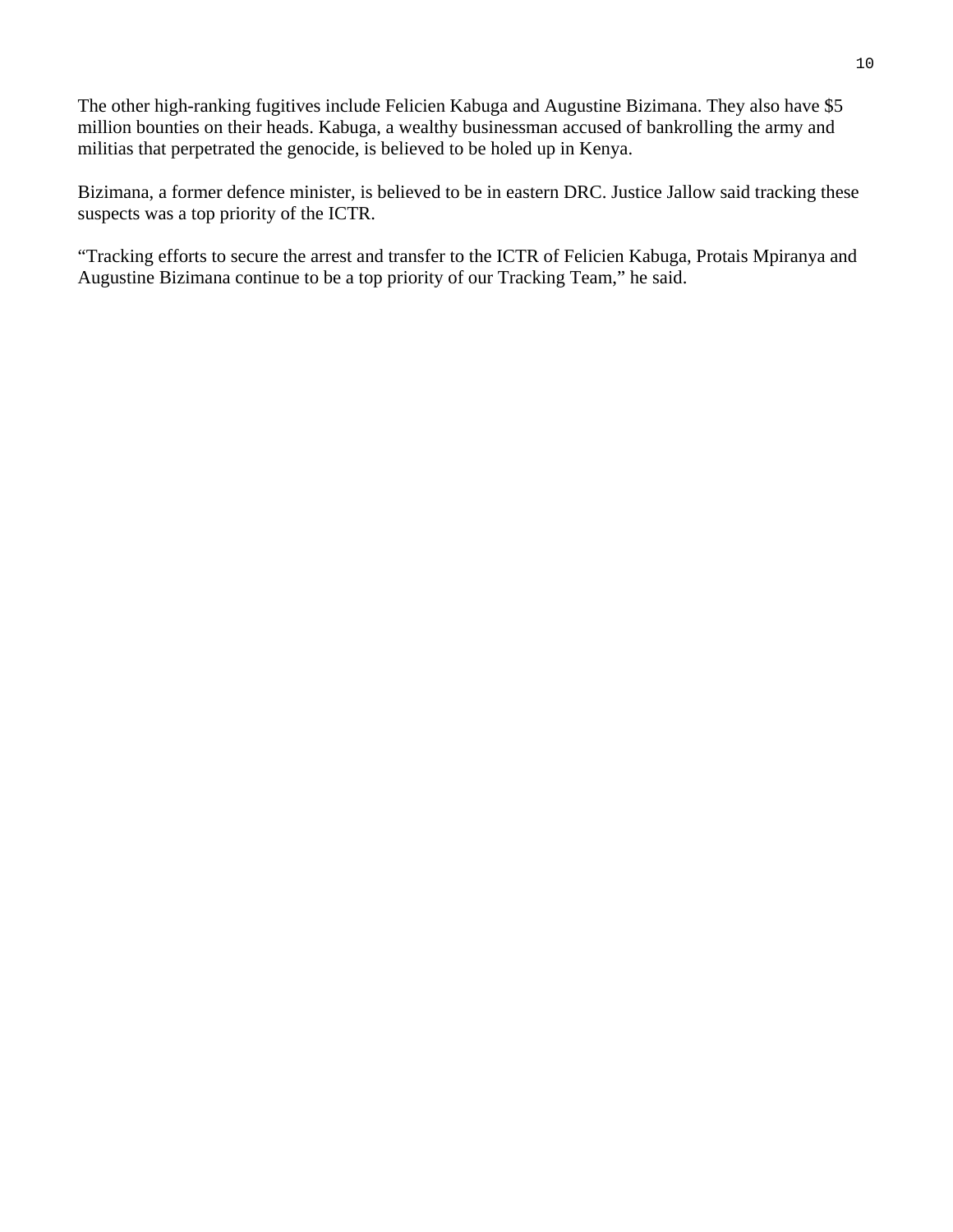The other high-ranking fugitives include Felicien Kabuga and Augustine Bizimana. They also have $5 million bounties on their heads. Kabuga, a wealthy businessman accused of bankrolling the army and militias that perpetrated the genocide, is believed to be holed up in Kenya.

Bizimana, a former defence minister, is believed to be in eastern DRC. Justice Jallow said tracking these suspects was a top priority of the ICTR.

“Tracking efforts to secure the arrest and transfer to the ICTR of Felicien Kabuga, Protais Mpiranya and Augustine Bizimana continue to be a top priority of our Tracking Team,” he said.